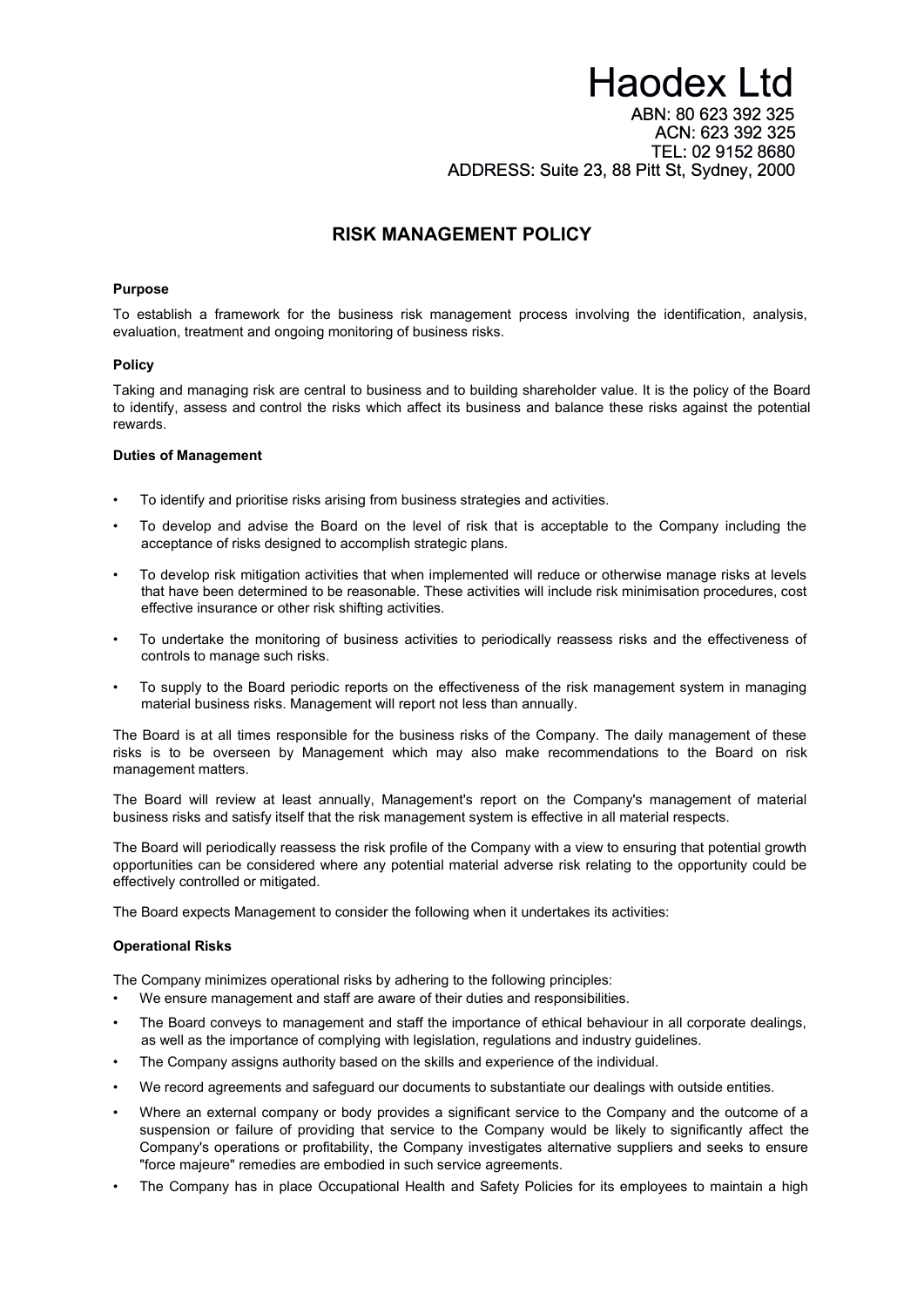# Haodex Ltd

ABN: 80 623 392 325
ACN: 623 392 325
TEL: 02 9152 8680
ADDRESS: Suite 23, 88 Pitt St, Sydney, 2000

## RISK MANAGEMENT POLICY

**Purpose**

To establish a framework for the business risk management process involving the identification, analysis, evaluation, treatment and ongoing monitoring of business risks.

**Policy**

Taking and managing risk are central to business and to building shareholder value. It is the policy of the Board to identify, assess and control the risks which affect its business and balance these risks against the potential rewards.

**Duties of Management**

- To identify and prioritise risks arising from business strategies and activities.
- To develop and advise the Board on the level of risk that is acceptable to the Company including the acceptance of risks designed to accomplish strategic plans.
- To develop risk mitigation activities that when implemented will reduce or otherwise manage risks at levels that have been determined to be reasonable. These activities will include risk minimisation procedures, cost effective insurance or other risk shifting activities.
- To undertake the monitoring of business activities to periodically reassess risks and the effectiveness of controls to manage such risks.
- To supply to the Board periodic reports on the effectiveness of the risk management system in managing material business risks. Management will report not less than annually.

The Board is at all times responsible for the business risks of the Company. The daily management of these risks is to be overseen by Management which may also make recommendations to the Board on risk management matters.

The Board will review at least annually, Management's report on the Company's management of material business risks and satisfy itself that the risk management system is effective in all material respects.

The Board will periodically reassess the risk profile of the Company with a view to ensuring that potential growth opportunities can be considered where any potential material adverse risk relating to the opportunity could be effectively controlled or mitigated.

The Board expects Management to consider the following when it undertakes its activities:

**Operational Risks**

The Company minimizes operational risks by adhering to the following principles:

- We ensure management and staff are aware of their duties and responsibilities.
- The Board conveys to management and staff the importance of ethical behaviour in all corporate dealings, as well as the importance of complying with legislation, regulations and industry guidelines.
- The Company assigns authority based on the skills and experience of the individual.
- We record agreements and safeguard our documents to substantiate our dealings with outside entities.
- Where an external company or body provides a significant service to the Company and the outcome of a suspension or failure of providing that service to the Company would be likely to significantly affect the Company's operations or profitability, the Company investigates alternative suppliers and seeks to ensure "force majeure" remedies are embodied in such service agreements.
- The Company has in place Occupational Health and Safety Policies for its employees to maintain a high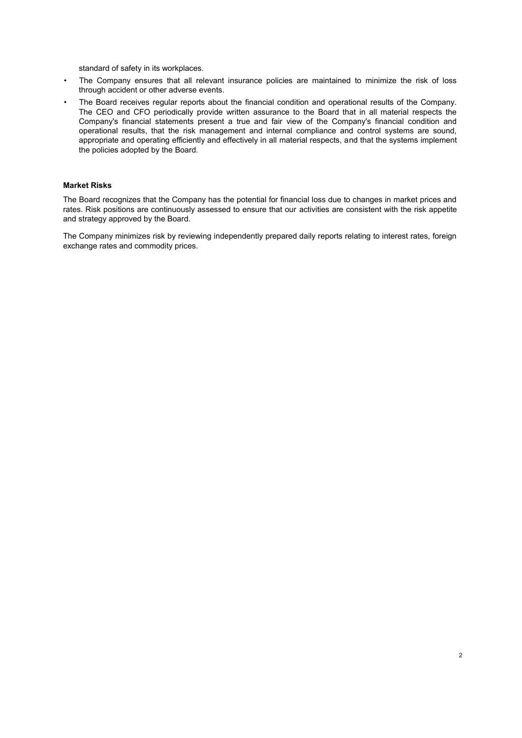standard of safety in its workplaces.

- The Company ensures that all relevant insurance policies are maintained to minimize the risk of loss through accident or other adverse events.
- The Board receives regular reports about the financial condition and operational results of the Company. The CEO and CFO periodically provide written assurance to the Board that in all material respects the Company's financial statements present a true and fair view of the Company's financial condition and operational results, that the risk management and internal compliance and control systems are sound, appropriate and operating efficiently and effectively in all material respects, and that the systems implement the policies adopted by the Board.

**Market Risks**

The Board recognizes that the Company has the potential for financial loss due to changes in market prices and rates. Risk positions are continuously assessed to ensure that our activities are consistent with the risk appetite and strategy approved by the Board.

The Company minimizes risk by reviewing independently prepared daily reports relating to interest rates, foreign exchange rates and commodity prices.